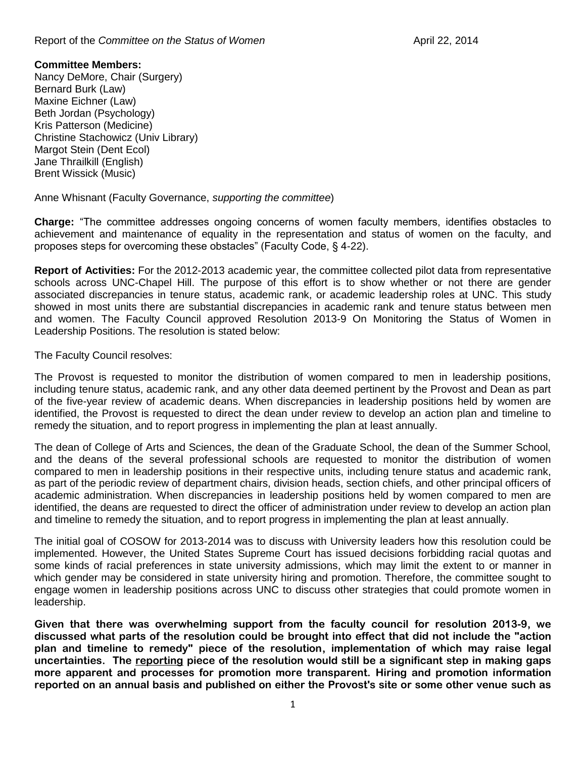Report of the *Committee on the Status of Women* April 22, 2014

**Committee Members:**
Nancy DeMore, Chair (Surgery)
Bernard Burk (Law)
Maxine Eichner (Law)
Beth Jordan (Psychology)
Kris Patterson (Medicine)
Christine Stachowicz (Univ Library)
Margot Stein (Dent Ecol)
Jane Thrailkill (English)
Brent Wissick (Music)

Anne Whisnant (Faculty Governance, *supporting the committee*)

**Charge:** "The committee addresses ongoing concerns of women faculty members, identifies obstacles to achievement and maintenance of equality in the representation and status of women on the faculty, and proposes steps for overcoming these obstacles" (Faculty Code, § 4-22).

**Report of Activities:** For the 2012-2013 academic year, the committee collected pilot data from representative schools across UNC-Chapel Hill. The purpose of this effort is to show whether or not there are gender associated discrepancies in tenure status, academic rank, or academic leadership roles at UNC. This study showed in most units there are substantial discrepancies in academic rank and tenure status between men and women. The Faculty Council approved Resolution 2013-9 On Monitoring the Status of Women in Leadership Positions. The resolution is stated below:

The Faculty Council resolves:

The Provost is requested to monitor the distribution of women compared to men in leadership positions, including tenure status, academic rank, and any other data deemed pertinent by the Provost and Dean as part of the five-year review of academic deans. When discrepancies in leadership positions held by women are identified, the Provost is requested to direct the dean under review to develop an action plan and timeline to remedy the situation, and to report progress in implementing the plan at least annually.

The dean of College of Arts and Sciences, the dean of the Graduate School, the dean of the Summer School, and the deans of the several professional schools are requested to monitor the distribution of women compared to men in leadership positions in their respective units, including tenure status and academic rank, as part of the periodic review of department chairs, division heads, section chiefs, and other principal officers of academic administration. When discrepancies in leadership positions held by women compared to men are identified, the deans are requested to direct the officer of administration under review to develop an action plan and timeline to remedy the situation, and to report progress in implementing the plan at least annually.

The initial goal of COSOW for 2013-2014 was to discuss with University leaders how this resolution could be implemented. However, the United States Supreme Court has issued decisions forbidding racial quotas and some kinds of racial preferences in state university admissions, which may limit the extent to or manner in which gender may be considered in state university hiring and promotion. Therefore, the committee sought to engage women in leadership positions across UNC to discuss other strategies that could promote women in leadership.

**Given that there was overwhelming support from the faculty council for resolution 2013-9, we discussed what parts of the resolution could be brought into effect that did not include the "action plan and timeline to remedy" piece of the resolution, implementation of which may raise legal uncertainties. The <u>reporting</u> piece of the resolution would still be a significant step in making gaps more apparent and processes for promotion more transparent. Hiring and promotion information reported on an annual basis and published on either the Provost's site or some other venue such as**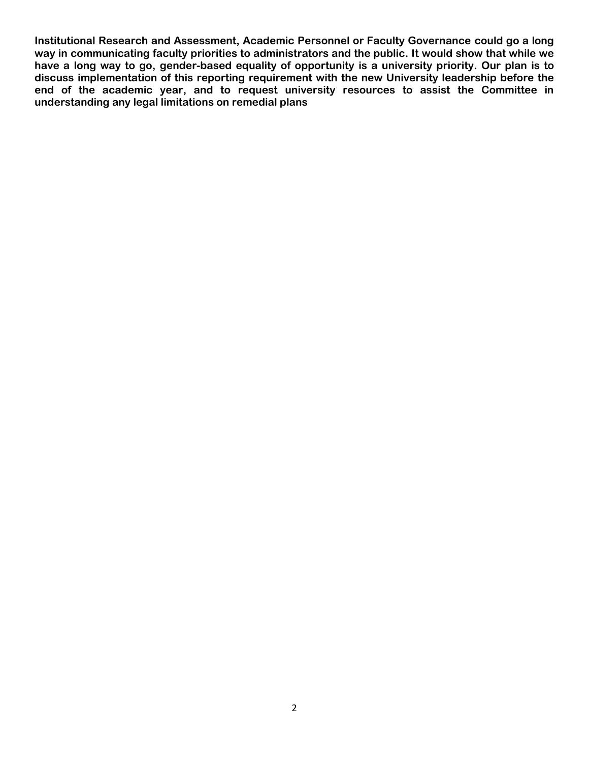**Institutional Research and Assessment, Academic Personnel or Faculty Governance could go a long way in communicating faculty priorities to administrators and the public. It would show that while we have a long way to go, gender-based equality of opportunity is a university priority. Our plan is to discuss implementation of this reporting requirement with the new University leadership before the end of the academic year, and to request university resources to assist the Committee in understanding any legal limitations on remedial plans**